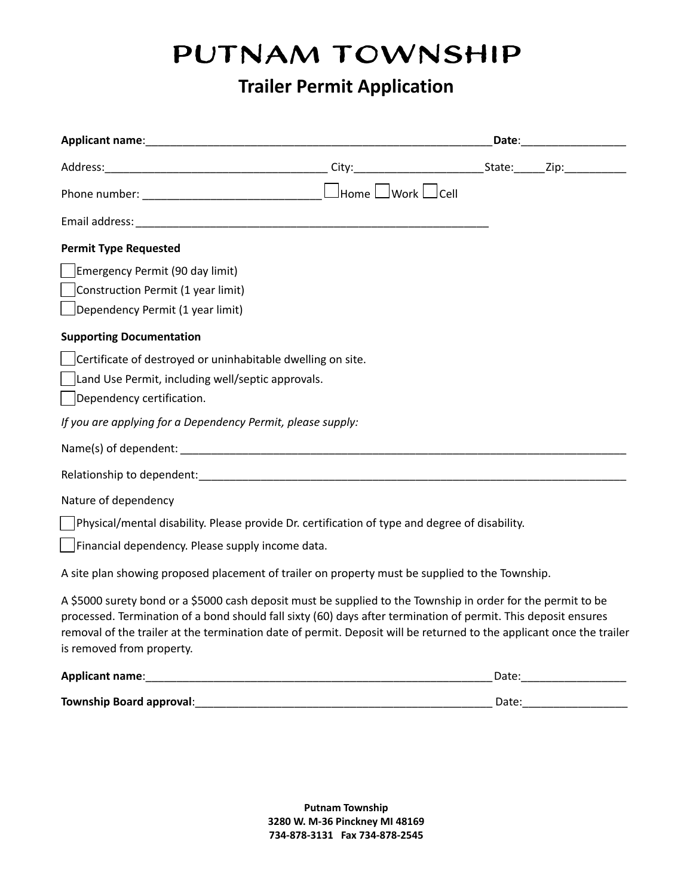# PUTNAM TOWNSHIP

## Trailer Permit Application

**Applicant name**:\_\_\_\_\_\_\_\_\_\_\_\_\_\_\_\_\_\_\_\_\_\_\_\_\_\_\_\_\_\_\_\_\_\_\_\_\_\_\_\_\_\_\_\_\_\_\_\_\_\_\_\_\_\_\_\_ **Date**:\_\_\_\_\_\_\_\_\_\_\_\_\_\_\_\_\_

Address:\_\_\_\_\_\_\_\_\_\_\_\_\_\_\_\_\_\_\_\_\_\_\_\_\_\_\_\_\_\_\_\_\_\_\_\_ City:\_\_\_\_\_\_\_\_\_\_\_\_\_\_\_\_\_\_\_\_\_State:\_\_\_\_\_Zip:\_\_\_\_\_\_\_\_\_\_

Phone number: \_\_\_\_\_\_\_\_\_\_\_\_\_\_\_\_\_\_\_\_\_\_\_\_\_\_\_\_ ☐ Home ☐ Work ☐ Cell

Email address: \_\_\_\_\_\_\_\_\_\_\_\_\_\_\_\_\_\_\_\_\_\_\_\_\_\_\_\_\_\_\_\_\_\_\_\_\_\_\_\_\_\_\_\_\_\_\_\_\_\_\_\_\_\_\_\_\_\_\_\_

**Permit Type Requested**

- ☐ Emergency Permit (90 day limit)
- ☐ Construction Permit (1 year limit)
- ☐ Dependency Permit (1 year limit)

**Supporting Documentation**

- ☐ Certificate of destroyed or uninhabitable dwelling on site.
- ☐ Land Use Permit, including well/septic approvals.
- ☐ Dependency certification.

*If you are applying for a Dependency Permit, please supply:*

Name(s) of dependent: \_\_\_\_\_\_\_\_\_\_\_\_\_\_\_\_\_\_\_\_\_\_\_\_\_\_\_\_\_\_\_\_\_\_\_\_\_\_\_\_\_\_\_\_\_\_\_\_\_\_\_\_\_\_\_\_\_\_\_\_\_\_\_\_\_\_\_\_\_\_\_\_\_\_

Relationship to dependent:\_\_\_\_\_\_\_\_\_\_\_\_\_\_\_\_\_\_\_\_\_\_\_\_\_\_\_\_\_\_\_\_\_\_\_\_\_\_\_\_\_\_\_\_\_\_\_\_\_\_\_\_\_\_\_\_\_\_\_\_\_\_\_\_\_\_\_\_\_\_\_

Nature of dependency

- ☐ Physical/mental disability. Please provide Dr. certification of type and degree of disability.
- ☐ Financial dependency. Please supply income data.

A site plan showing proposed placement of trailer on property must be supplied to the Township.

A $5000 surety bond or a $5000 cash deposit must be supplied to the Township in order for the permit to be processed. Termination of a bond should fall sixty (60) days after termination of permit. This deposit ensures removal of the trailer at the termination date of permit. Deposit will be returned to the applicant once the trailer is removed from property.

**Applicant name**:\_\_\_\_\_\_\_\_\_\_\_\_\_\_\_\_\_\_\_\_\_\_\_\_\_\_\_\_\_\_\_\_\_\_\_\_\_\_\_\_\_\_\_\_\_\_\_\_\_\_\_\_\_\_\_\_\_\_ Date:\_\_\_\_\_\_\_\_\_\_\_\_\_\_\_\_\_

**Township Board approval**:\_\_\_\_\_\_\_\_\_\_\_\_\_\_\_\_\_\_\_\_\_\_\_\_\_\_\_\_\_\_\_\_\_\_\_\_\_\_\_\_\_\_\_\_\_\_\_\_\_\_ Date:\_\_\_\_\_\_\_\_\_\_\_\_\_\_\_\_\_

**Putnam Township**
**3280 W. M-36 Pinckney MI 48169**
**734-878-3131 Fax 734-878-2545**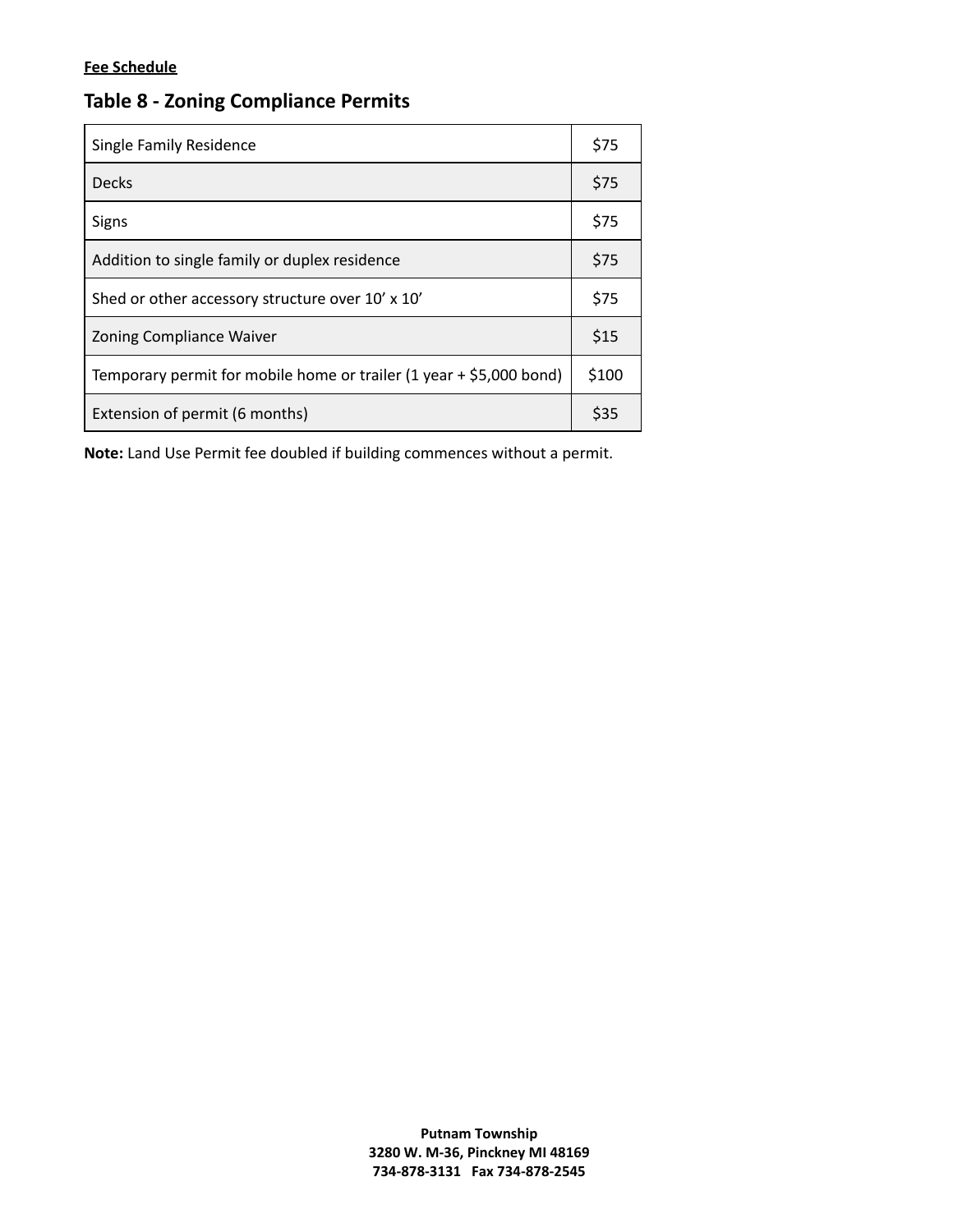**Fee Schedule**

## Table 8 - Zoning Compliance Permits

| Single Family Residence | $75 |
|---|---|
| Decks | $75 |
| Signs | $75 |
| Addition to single family or duplex residence | $75 |
| Shed or other accessory structure over 10' x 10' | $75 |
| Zoning Compliance Waiver | $15 |
| Temporary permit for mobile home or trailer (1 year + $5,000 bond) | $100 |
| Extension of permit (6 months) | $35 |

**Note:** Land Use Permit fee doubled if building commences without a permit.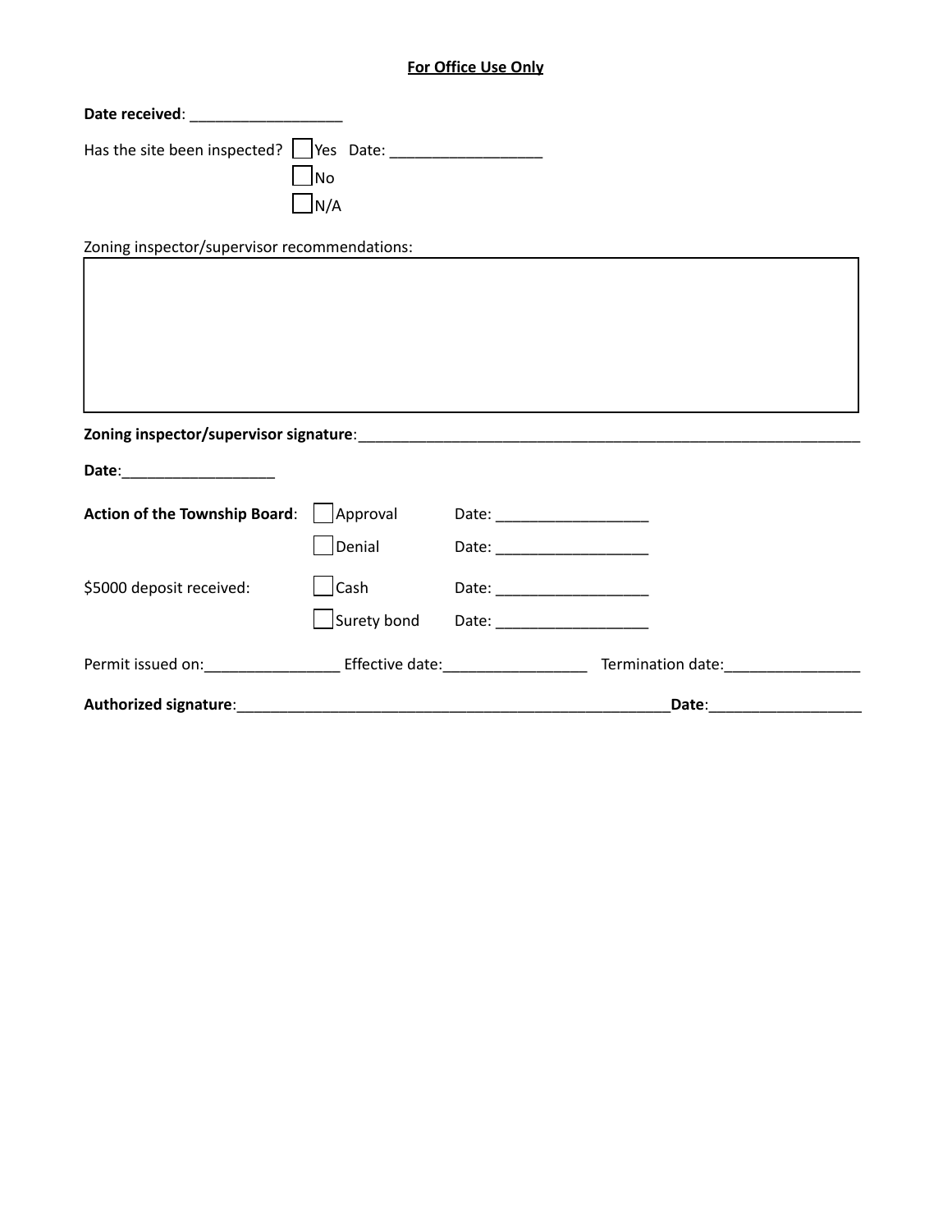**For Office Use Only**

**Date received**: __________________

Has the site been inspected? ☐ Yes Date: __________________
☐ No
☐ N/A

Zoning inspector/supervisor recommendations:

| |
|---|
| |

**Zoning inspector/supervisor signature**:______________________________________________________________

**Date**:__________________

**Action of the Township Board**: ☐ Approval Date: __________________
☐ Denial Date: __________________

$5000 deposit received: ☐ Cash Date: __________________
☐ Surety bond Date: __________________

Permit issued on:________________ Effective date:_________________ Termination date:________________

**Authorized signature**:______________________________________________________**Date**:__________________